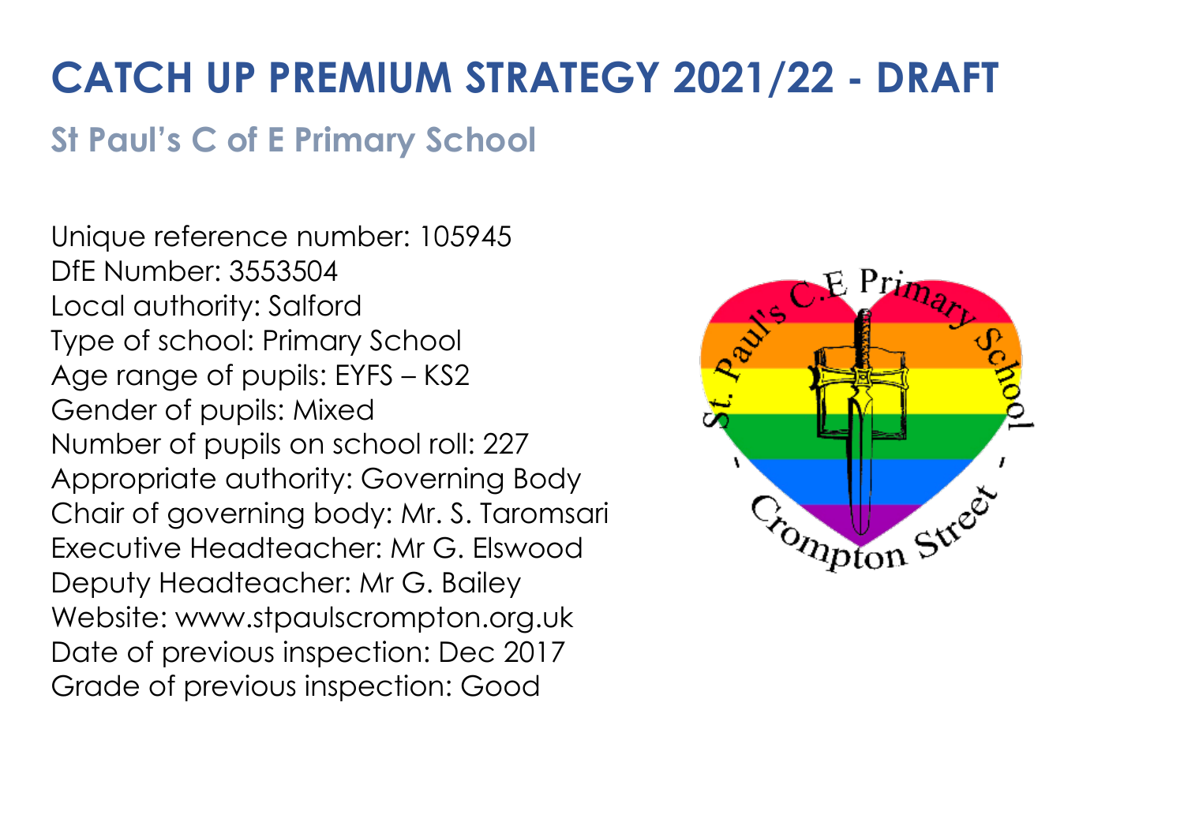# CATCH UP PREMIUM STRATEGY 2021/22 - DRAFT

## St Paul's C of E Primary School

Unique reference number: 105945
DfE Number: 3553504
Local authority: Salford
Type of school: Primary School
Age range of pupils: EYFS – KS2
Gender of pupils: Mixed
Number of pupils on school roll: 227
Appropriate authority: Governing Body
Chair of governing body: Mr. S. Taromsari
Executive Headteacher: Mr G. Elswood
Deputy Headteacher: Mr G. Bailey
Website: www.stpaulscrompton.org.uk
Date of previous inspection: Dec 2017
Grade of previous inspection: Good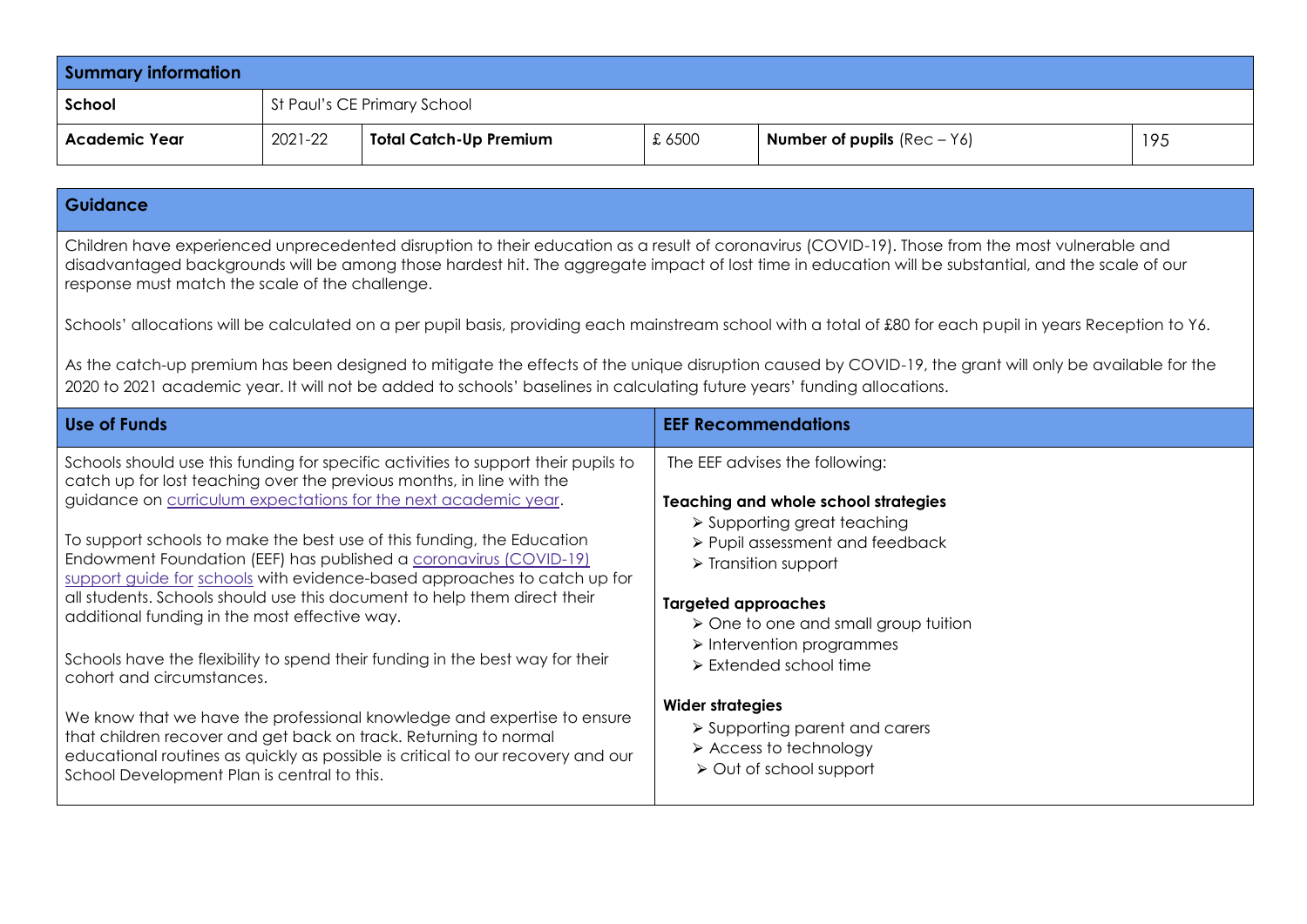| Summary information | | | | | |
|---|---|---|---|---|---|
| **School** | St Paul's CE Primary School | | | | |
| **Academic Year** | 2021-22 | **Total Catch-Up Premium** | £ 6500 | **Number of pupils** (Rec – Y6) | 195 |

## Guidance

Children have experienced unprecedented disruption to their education as a result of coronavirus (COVID-19). Those from the most vulnerable and disadvantaged backgrounds will be among those hardest hit. The aggregate impact of lost time in education will be substantial, and the scale of our response must match the scale of the challenge.

Schools' allocations will be calculated on a per pupil basis, providing each mainstream school with a total of £80 for each pupil in years Reception to Y6.

As the catch-up premium has been designed to mitigate the effects of the unique disruption caused by COVID-19, the grant will only be available for the 2020 to 2021 academic year. It will not be added to schools' baselines in calculating future years' funding allocations.

## Use of Funds

Schools should use this funding for specific activities to support their pupils to catch up for lost teaching over the previous months, in line with the guidance on curriculum expectations for the next academic year.

To support schools to make the best use of this funding, the Education Endowment Foundation (EEF) has published a coronavirus (COVID-19) support guide for schools with evidence-based approaches to catch up for all students. Schools should use this document to help them direct their additional funding in the most effective way.

Schools have the flexibility to spend their funding in the best way for their cohort and circumstances.

We know that we have the professional knowledge and expertise to ensure that children recover and get back on track. Returning to normal educational routines as quickly as possible is critical to our recovery and our School Development Plan is central to this.

## EEF Recommendations

The EEF advises the following:

**Teaching and whole school strategies**

- Supporting great teaching
- Pupil assessment and feedback
- Transition support

**Targeted approaches**

- One to one and small group tuition
- Intervention programmes
- Extended school time

**Wider strategies**

- Supporting parent and carers
- Access to technology
- Out of school support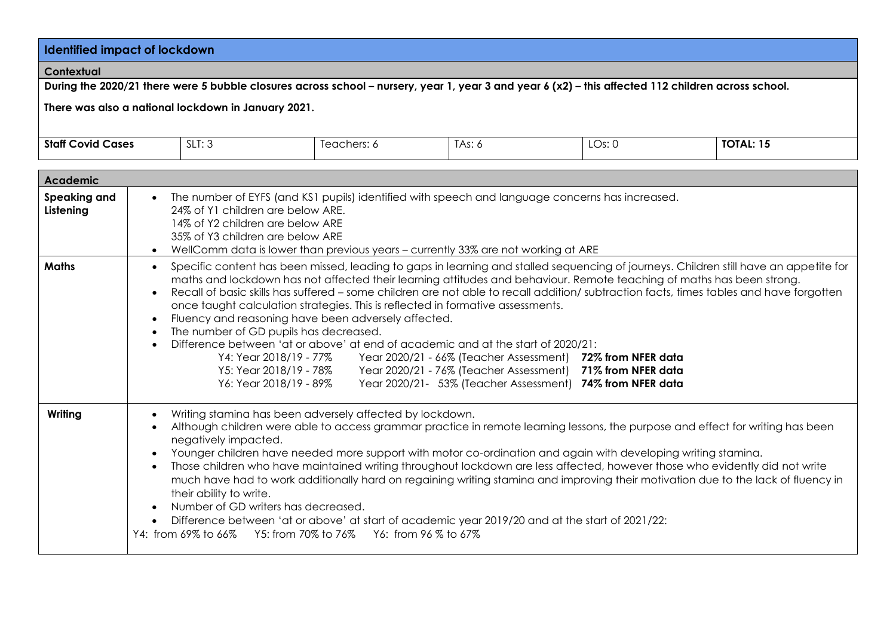## Identified impact of lockdown

### Contextual

**During the 2020/21 there were 5 bubble closures across school – nursery, year 1, year 3 and year 6 (x2) – this affected 112 children across school.**

**There was also a national lockdown in January 2021.**

| **Staff Covid Cases** | SLT: 3 | Teachers: 6 | TAs: 6 | LOs: 0 | **TOTAL: 15** |
|---|---|---|---|---|---|

### Academic

| | |
|---|---|
| **Speaking and Listening** | • The number of EYFS (and KS1 pupils) identified with speech and language concerns has increased.<br>24% of Y1 children are below ARE.<br>14% of Y2 children are below ARE<br>35% of Y3 children are below ARE<br>• WellComm data is lower than previous years – currently 33% are not working at ARE |
| **Maths** | • Specific content has been missed, leading to gaps in learning and stalled sequencing of journeys. Children still have an appetite for maths and lockdown has not affected their learning attitudes and behaviour. Remote teaching of maths has been strong.<br>• Recall of basic skills has suffered – some children are not able to recall addition/ subtraction facts, times tables and have forgotten once taught calculation strategies. This is reflected in formative assessments.<br>• Fluency and reasoning have been adversely affected.<br>• The number of GD pupils has decreased.<br>• Difference between 'at or above' at end of academic and at the start of 2020/21:<br>Y4: Year 2018/19 - 77% Year 2020/21 - 66% (Teacher Assessment) **72% from NFER data**<br>Y5: Year 2018/19 - 78% Year 2020/21 - 76% (Teacher Assessment) **71% from NFER data**<br>Y6: Year 2018/19 - 89% Year 2020/21- 53% (Teacher Assessment) **74% from NFER data** |
| **Writing** | • Writing stamina has been adversely affected by lockdown.<br>• Although children were able to access grammar practice in remote learning lessons, the purpose and effect for writing has been negatively impacted.<br>• Younger children have needed more support with motor co-ordination and again with developing writing stamina.<br>• Those children who have maintained writing throughout lockdown are less affected, however those who evidently did not write much have had to work additionally hard on regaining writing stamina and improving their motivation due to the lack of fluency in their ability to write.<br>• Number of GD writers has decreased.<br>• Difference between 'at or above' at start of academic year 2019/20 and at the start of 2021/22:<br>Y4: from 69% to 66% Y5: from 70% to 76% Y6: from 96 % to 67% |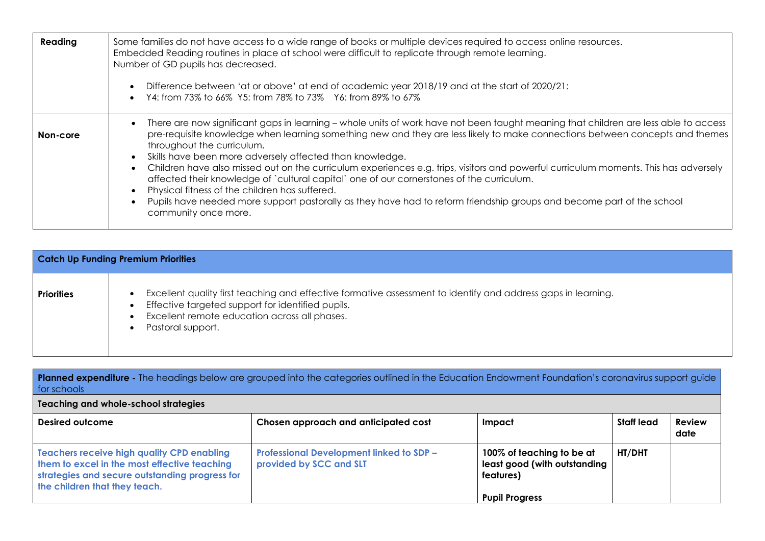| | |
|---|---|
| **Reading** | Some families do not have access to a wide range of books or multiple devices required to access online resources.<br>Embedded Reading routines in place at school were difficult to replicate through remote learning.<br>Number of GD pupils has decreased.<br><br>• Difference between 'at or above' at end of academic year 2018/19 and at the start of 2020/21:<br>• Y4: from 73% to 66%  Y5: from 78% to 73%  Y6: from 89% to 67% |
| **Non-core** | • There are now significant gaps in learning – whole units of work have not been taught meaning that children are less able to access pre-requisite knowledge when learning something new and they are less likely to make connections between concepts and themes throughout the curriculum.<br>• Skills have been more adversely affected than knowledge.<br>• Children have also missed out on the curriculum experiences e.g. trips, visitors and powerful curriculum moments. This has adversely affected their knowledge of `cultural capital` one of our cornerstones of the curriculum.<br>• Physical fitness of the children has suffered.<br>• Pupils have needed more support pastorally as they have had to reform friendship groups and become part of the school community once more. |

| **Catch Up Funding Premium Priorities** | |
|---|---|
| **Priorities** | • Excellent quality first teaching and effective formative assessment to identify and address gaps in learning.<br>• Effective targeted support for identified pupils.<br>• Excellent remote education across all phases.<br>• Pastoral support. |

**Planned expenditure -** The headings below are grouped into the categories outlined in the Education Endowment Foundation's coronavirus support guide for schools

**Teaching and whole-school strategies**

| **Desired outcome** | **Chosen approach and anticipated cost** | **Impact** | **Staff lead** | **Review date** |
|---|---|---|---|---|
| **Teachers receive high quality CPD enabling them to excel in the most effective teaching strategies and secure outstanding progress for the children that they teach.** | **Professional Development linked to SDP – provided by SCC and SLT** | **100% of teaching to be at least good (with outstanding features)**<br><br>**Pupil Progress** | **HT/DHT** | |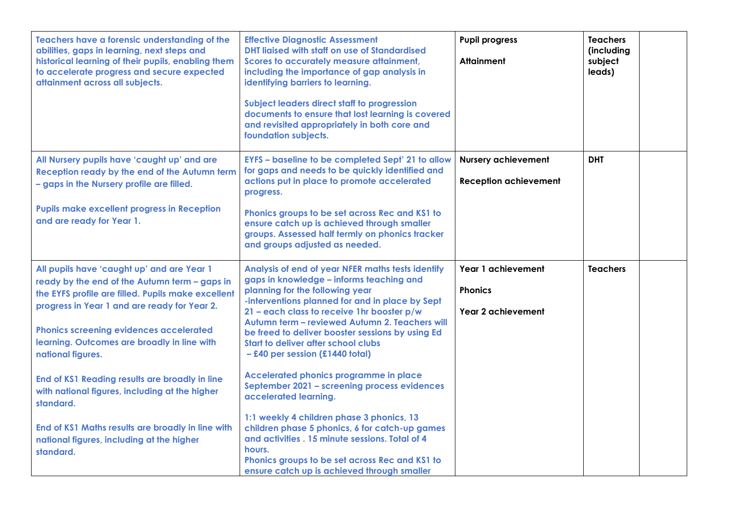| | | | | |
|---|---|---|---|---|
| **Teachers have a forensic understanding of the abilities, gaps in learning, next steps and historical learning of their pupils, enabling them to accelerate progress and secure expected attainment across all subjects.** | **Effective Diagnostic Assessment**<br>**DHT liaised with staff on use of Standardised Scores to accurately measure attainment, including the importance of gap analysis in identifying barriers to learning.**<br><br>**Subject leaders direct staff to progression documents to ensure that lost learning is covered and revisited appropriately in both core and foundation subjects.** | **Pupil progress**<br><br>**Attainment** | **Teachers (including subject leads)** | |
| **All Nursery pupils have 'caught up' and are Reception ready by the end of the Autumn term – gaps in the Nursery profile are filled.**<br><br>**Pupils make excellent progress in Reception and are ready for Year 1.** | **EYFS – baseline to be completed Sept' 21 to allow for gaps and needs to be quickly identified and actions put in place to promote accelerated progress.**<br><br>**Phonics groups to be set across Rec and KS1 to ensure catch up is achieved through smaller groups. Assessed half termly on phonics tracker and groups adjusted as needed.** | **Nursery achievement**<br><br>**Reception achievement** | **DHT** | |
| **All pupils have 'caught up' and are Year 1 ready by the end of the Autumn term – gaps in the EYFS profile are filled. Pupils make excellent progress in Year 1 and are ready for Year 2.**<br><br>**Phonics screening evidences accelerated learning. Outcomes are broadly in line with national figures.**<br><br>**End of KS1 Reading results are broadly in line with national figures, including at the higher standard.**<br><br>**End of KS1 Maths results are broadly in line with national figures, including at the higher standard.** | **Analysis of end of year NFER maths tests identify gaps in knowledge – informs teaching and planning for the following year**<br>**-interventions planned for and in place by Sept 21 – each class to receive 1hr booster p/w Autumn term – reviewed Autumn 2. Teachers will be freed to deliver booster sessions by using Ed Start to deliver after school clubs**<br>**– £40 per session (£1440 total)**<br><br>**Accelerated phonics programme in place September 2021 – screening process evidences accelerated learning.**<br><br>**1:1 weekly 4 children phase 3 phonics, 13 children phase 5 phonics, 6 for catch-up games and activities . 15 minute sessions. Total of 4 hours.**<br>**Phonics groups to be set across Rec and KS1 to ensure catch up is achieved through smaller** | **Year 1 achievement**<br><br>**Phonics**<br><br>**Year 2 achievement** | **Teachers** | |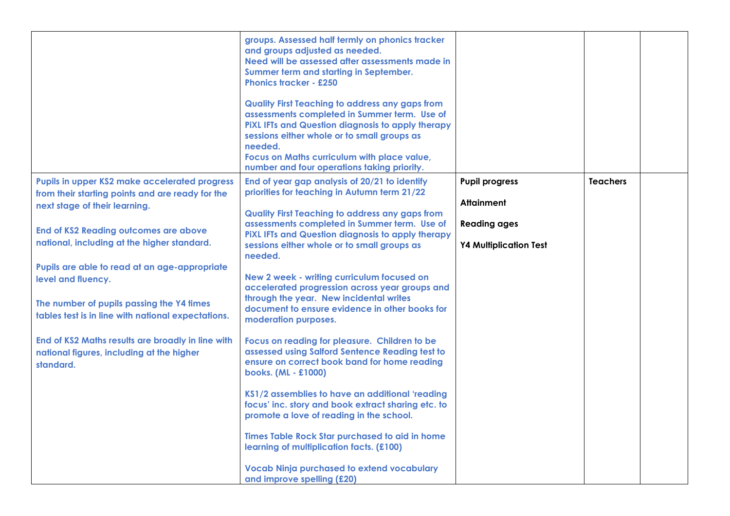| | | | | |
|---|---|---|---|---|
| | groups. Assessed half termly on phonics tracker and groups adjusted as needed.<br>Need will be assessed after assessments made in Summer term and starting in September.<br>Phonics tracker - £250<br><br>Quality First Teaching to address any gaps from assessments completed in Summer term. Use of PiXL IFTs and Question diagnosis to apply therapy sessions either whole or to small groups as needed.<br>Focus on Maths curriculum with place value, number and four operations taking priority. | | | |
| Pupils in upper KS2 make accelerated progress from their starting points and are ready for the next stage of their learning.<br><br>End of KS2 Reading outcomes are above national, including at the higher standard.<br><br>Pupils are able to read at an age-appropriate level and fluency.<br><br>The number of pupils passing the Y4 times tables test is in line with national expectations.<br><br>End of KS2 Maths results are broadly in line with national figures, including at the higher standard. | End of year gap analysis of 20/21 to identify priorities for teaching in Autumn term 21/22<br><br>Quality First Teaching to address any gaps from assessments completed in Summer term. Use of PiXL IFTs and Question diagnosis to apply therapy sessions either whole or to small groups as needed.<br><br>New 2 week - writing curriculum focused on accelerated progression across year groups and through the year. New incidental writes document to ensure evidence in other books for moderation purposes.<br><br>Focus on reading for pleasure. Children to be assessed using Salford Sentence Reading test to ensure on correct book band for home reading books. (ML - £1000)<br><br>KS1/2 assemblies to have an additional 'reading focus' inc. story and book extract sharing etc. to promote a love of reading in the school.<br><br>Times Table Rock Star purchased to aid in home learning of multiplication facts. (£100)<br><br>Vocab Ninja purchased to extend vocabulary and improve spelling (£20) | **Pupil progress**<br><br>**Attainment**<br><br>**Reading ages**<br><br>**Y4 Multiplication Test** | **Teachers** | |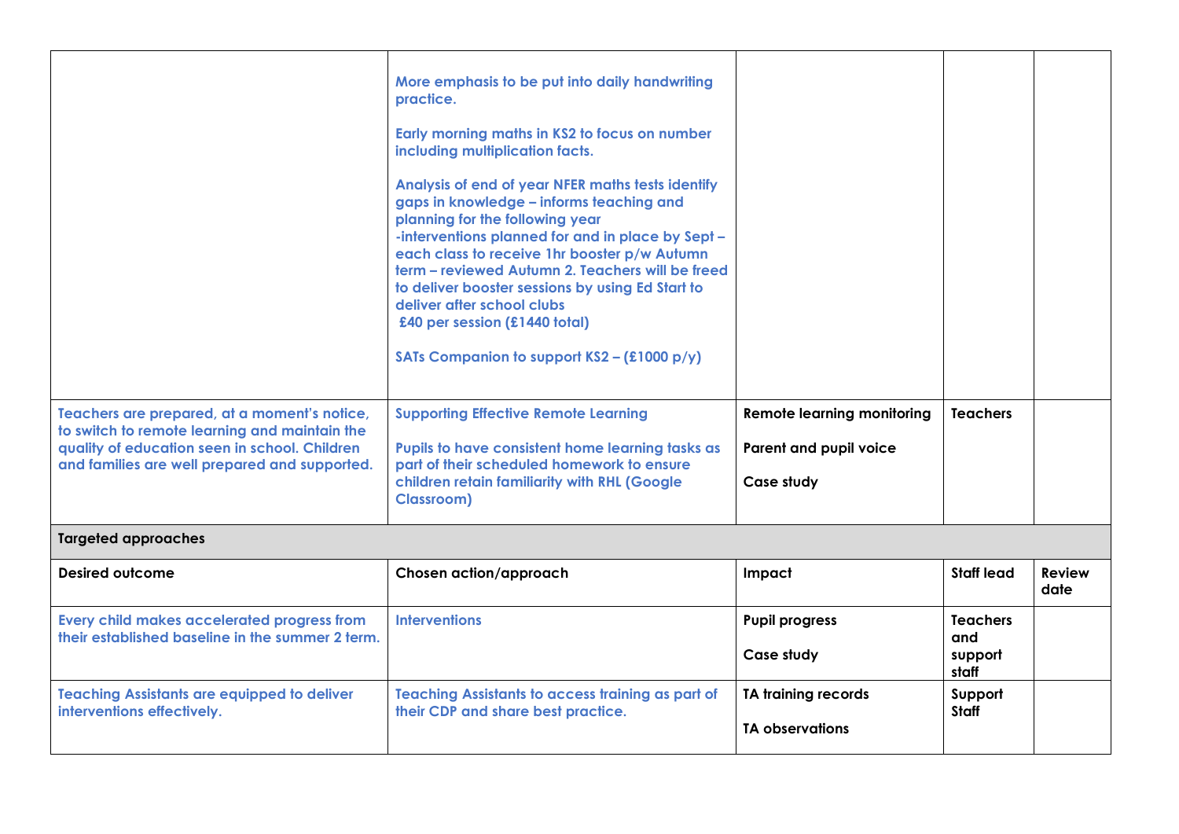| | | | | |
|---|---|---|---|---|
| | More emphasis to be put into daily handwriting practice.<br><br>Early morning maths in KS2 to focus on number including multiplication facts.<br><br>Analysis of end of year NFER maths tests identify gaps in knowledge – informs teaching and planning for the following year<br>-interventions planned for and in place by Sept – each class to receive 1hr booster p/w Autumn term – reviewed Autumn 2. Teachers will be freed to deliver booster sessions by using Ed Start to deliver after school clubs<br>£40 per session (£1440 total)<br><br>SATs Companion to support KS2 – (£1000 p/y) | | | |
| Teachers are prepared, at a moment's notice, to switch to remote learning and maintain the quality of education seen in school. Children and families are well prepared and supported. | Supporting Effective Remote Learning<br><br>Pupils to have consistent home learning tasks as part of their scheduled homework to ensure children retain familiarity with RHL (Google Classroom) | Remote learning monitoring<br><br>Parent and pupil voice<br><br>Case study | Teachers | |
| **Targeted approaches** | | | | |
| **Desired outcome** | **Chosen action/approach** | **Impact** | **Staff lead** | **Review date** |
| Every child makes accelerated progress from their established baseline in the summer 2 term. | Interventions | Pupil progress<br><br>Case study | Teachers and support staff | |
| Teaching Assistants are equipped to deliver interventions effectively. | Teaching Assistants to access training as part of their CDP and share best practice. | TA training records<br><br>TA observations | Support Staff | |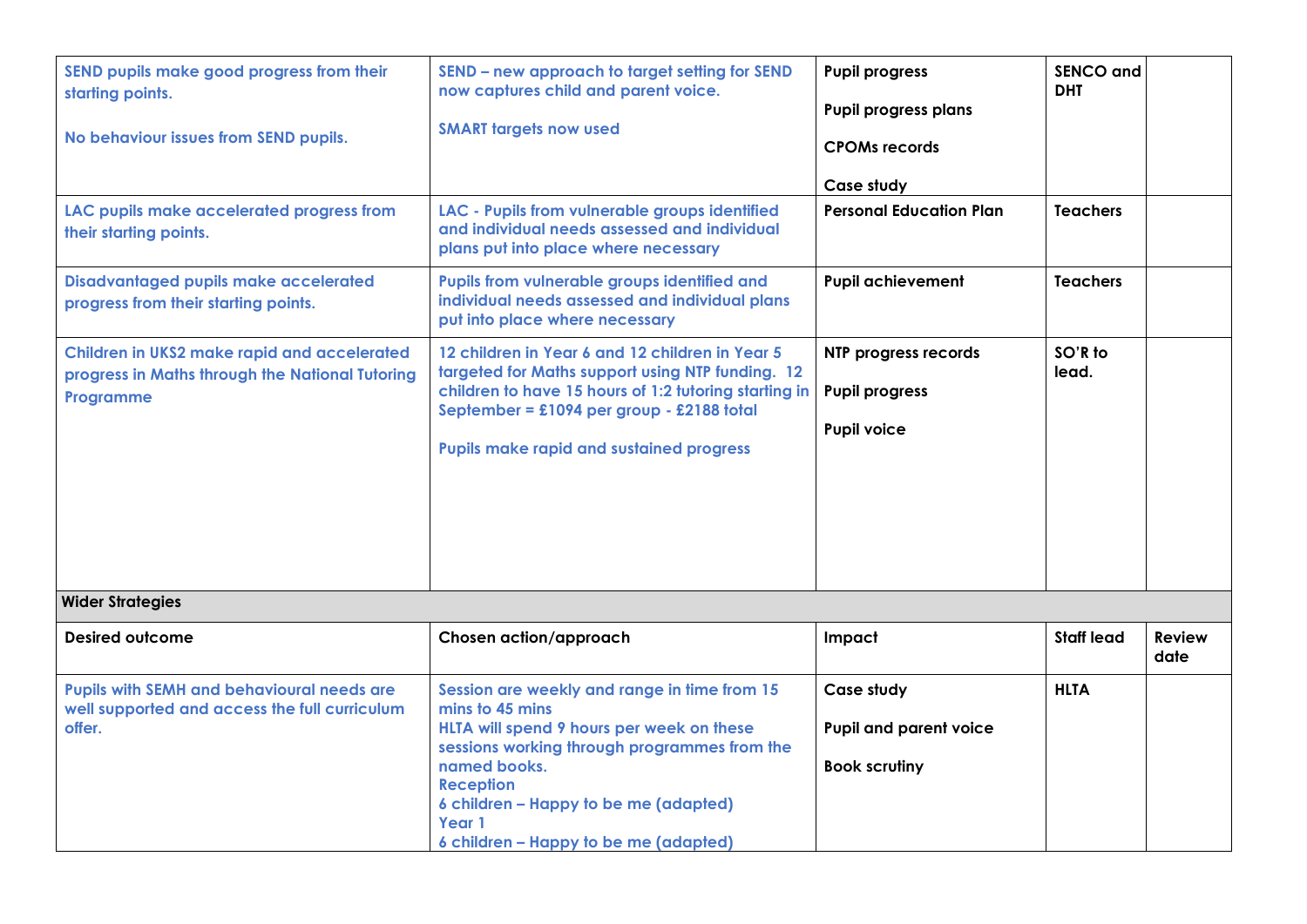| | | | | |
|---|---|---|---|---|
| SEND pupils make good progress from their starting points.<br><br>No behaviour issues from SEND pupils. | SEND – new approach to target setting for SEND now captures child and parent voice.<br><br>SMART targets now used | Pupil progress<br><br>Pupil progress plans<br><br>CPOMs records<br><br>Case study | SENCO and DHT | |
| LAC pupils make accelerated progress from their starting points. | LAC - Pupils from vulnerable groups identified and individual needs assessed and individual plans put into place where necessary | Personal Education Plan | Teachers | |
| Disadvantaged pupils make accelerated progress from their starting points. | Pupils from vulnerable groups identified and individual needs assessed and individual plans put into place where necessary | Pupil achievement | Teachers | |
| Children in UKS2 make rapid and accelerated progress in Maths through the National Tutoring Programme | 12 children in Year 6 and 12 children in Year 5 targeted for Maths support using NTP funding. 12 children to have 15 hours of 1:2 tutoring starting in September = £1094 per group - £2188 total<br><br>Pupils make rapid and sustained progress | NTP progress records<br><br>Pupil progress<br><br>Pupil voice | SO'R to lead. | |
| **Wider Strategies** | | | | |
| **Desired outcome** | **Chosen action/approach** | **Impact** | **Staff lead** | **Review date** |
| Pupils with SEMH and behavioural needs are well supported and access the full curriculum offer. | Session are weekly and range in time from 15 mins to 45 mins<br>HLTA will spend 9 hours per week on these sessions working through programmes from the named books.<br>Reception<br>6 children – Happy to be me (adapted)<br>Year 1<br>6 children – Happy to be me (adapted) | Case study<br><br>Pupil and parent voice<br><br>Book scrutiny | HLTA | |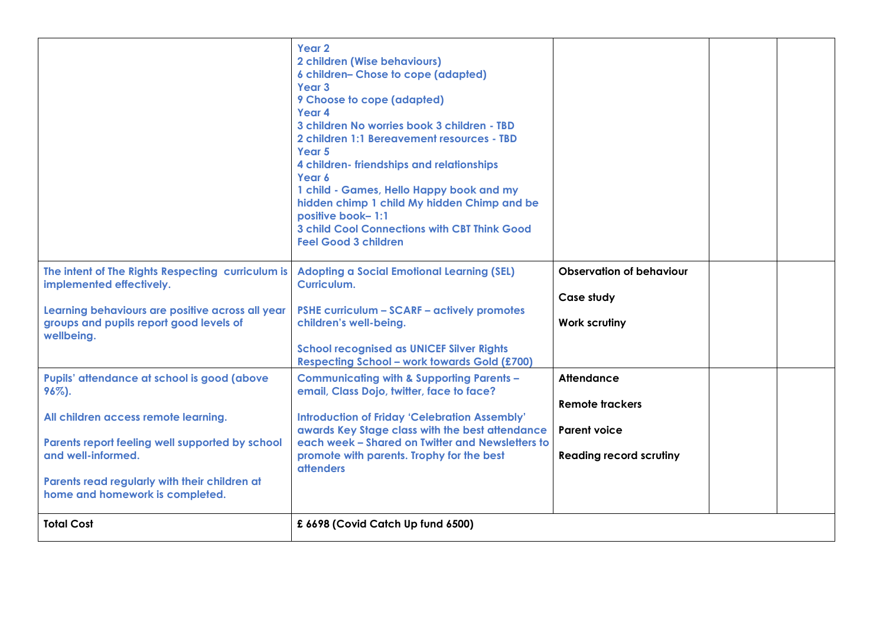| | | | | |
|---|---|---|---|---|
| | Year 2<br>2 children (Wise behaviours)<br>6 children– Chose to cope (adapted)<br>Year 3<br>9 Choose to cope (adapted)<br>Year 4<br>3 children No worries book 3 children - TBD<br>2 children 1:1 Bereavement resources - TBD<br>Year 5<br>4 children- friendships and relationships<br>Year 6<br>1 child - Games, Hello Happy book and my hidden chimp 1 child My hidden Chimp and be positive book– 1:1<br>3 child Cool Connections with CBT Think Good Feel Good 3 children | | | |
| The intent of The Rights Respecting curriculum is implemented effectively.<br><br>Learning behaviours are positive across all year groups and pupils report good levels of wellbeing. | Adopting a Social Emotional Learning (SEL) Curriculum.<br><br>PSHE curriculum – SCARF – actively promotes children's well-being.<br><br>School recognised as UNICEF Silver Rights Respecting School – work towards Gold (£700) | Observation of behaviour<br><br>Case study<br><br>Work scrutiny | | |
| Pupils' attendance at school is good (above 96%).<br><br>All children access remote learning.<br><br>Parents report feeling well supported by school and well-informed.<br><br>Parents read regularly with their children at home and homework is completed. | Communicating with & Supporting Parents – email, Class Dojo, twitter, face to face?<br><br>Introduction of Friday 'Celebration Assembly' awards Key Stage class with the best attendance each week – Shared on Twitter and Newsletters to promote with parents. Trophy for the best attenders | Attendance<br><br>Remote trackers<br><br>Parent voice<br><br>Reading record scrutiny | | |
| **Total Cost** | **£ 6698 (Covid Catch Up fund 6500)** | | | |